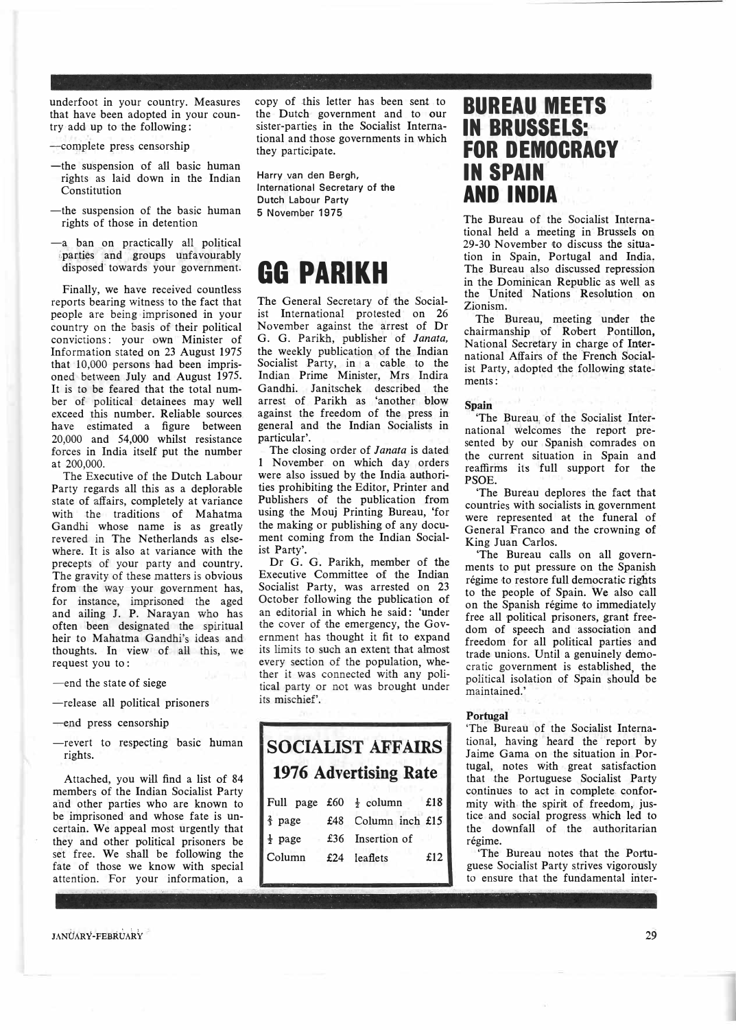underfoot in your country. Measures that have been adopted in your country add up to the following:

—complete press censorship

—the suspension of all basic human rights as laid down in the Indian Constitution

—the suspension of the basic human rights of those in detention

—a ban on practically all political parties and groups unfavourably disposed towards your government.

Finally, we have received countless reports bearing witness to the fact that people are being imprisoned in your country on the basis of their political convictions: your own Minister of Information stated on 23 August 1975 that 10,000 persons had been imprisoned between July and August 1975. It is to be feared that the total number of political detainees may well exceed this number. Reliable sources have estimated a figure between 20,000 and 54,000 whilst resistance forces in India itself put the number at 200,000.

The Executive of the Dutch Labour Party regards all this as a deplorable state of affairs, completely at variance with the traditions of Mahatma Gandhi whose name is as greatly revered in The Netherlands as elsewhere. It is also at variance with the precepts of your party and country. The gravity of these matters is obvious from the way your government has, for instance, imprisoned the aged and ailing J. P. Narayan who has often been designated the spiritual heir to Mahatma Gandhi's ideas and thoughts. In view of all this, we request you to:

—end the state of siege

—release all political prisoners

—end press censorship

—revert to respecting basic human rights.

Attached, you will find a list of 84 members of the Indian Socialist Party and other parties who are known to be imprisoned and whose fate is uncertain. We appeal most urgently that they and other political prisoners be set free. We shall be following the fate of those we know with special attention. For your information, a copy of this letter has been sent to the Dutch government and to our sister-parties in the Socialist International and those governments in which they participate.

Harry van den Bergh,
International Secretary of the
Dutch Labour Party
5 November 1975

# GG PARIKH

The General Secretary of the Socialist International protested on 26 November against the arrest of Dr G. G. Parikh, publisher of *Janata*, the weekly publication of the Indian Socialist Party, in a cable to the Indian Prime Minister, Mrs Indira Gandhi. Janitschek described the arrest of Parikh as 'another blow against the freedom of the press in general and the Indian Socialists in particular'.

The closing order of *Janata* is dated 1 November on which day orders were also issued by the India authorities prohibiting the Editor, Printer and Publishers of the publication from using the Mouj Printing Bureau, 'for the making or publishing of any document coming from the Indian Socialist Party'.

Dr G. G. Parikh, member of the Executive Committee of the Indian Socialist Party, was arrested on 23 October following the publication of an editorial in which he said: 'under the cover of the emergency, the Government has thought it fit to expand its limits to such an extent that almost every section of the population, whether it was connected with any political party or not was brought under its mischief'.

## SOCIALIST AFFAIRS 1976 Advertising Rate

| | | | |
|---|---|---|---|
| Full page | £60 | ½ column | £18 |
| ¾ page | £48 | Column inch | £15 |
| ½ page | £36 | Insertion of leaflets | £12 |
| Column | £24 | | |

# BUREAU MEETS IN BRUSSELS: FOR DEMOCRACY IN SPAIN AND INDIA

The Bureau of the Socialist International held a meeting in Brussels on 29-30 November to discuss the situation in Spain, Portugal and India. The Bureau also discussed repression in the Dominican Republic as well as the United Nations Resolution on Zionism.

The Bureau, meeting under the chairmanship of Robert Pontillon, National Secretary in charge of International Affairs of the French Socialist Party, adopted the following statements:

**Spain**

'The Bureau of the Socialist International welcomes the report presented by our Spanish comrades on the current situation in Spain and reaffirms its full support for the PSOE.

'The Bureau deplores the fact that countries with socialists in government were represented at the funeral of General Franco and the crowning of King Juan Carlos.

'The Bureau calls on all governments to put pressure on the Spanish régime to restore full democratic rights to the people of Spain. We also call on the Spanish régime to immediately free all political prisoners, grant freedom of speech and association and freedom for all political parties and trade unions. Until a genuinely democratic government is established, the political isolation of Spain should be maintained.'

**Portugal**

'The Bureau of the Socialist International, having heard the report by Jaime Gama on the situation in Portugal, notes with great satisfaction that the Portuguese Socialist Party continues to act in complete conformity with the spirit of freedom, justice and social progress which led to the downfall of the authoritarian régime.

'The Bureau notes that the Portuguese Socialist Party strives vigorously to ensure that the fundamental inter-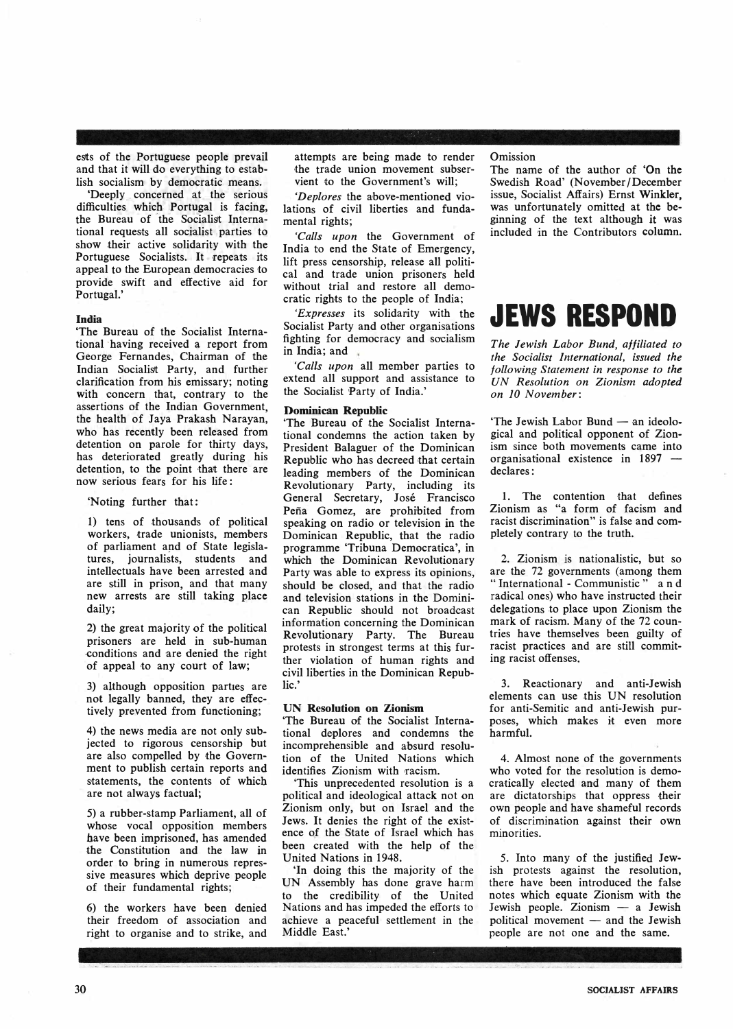ests of the Portuguese people prevail and that it will do everything to establish socialism by democratic means.

'Deeply concerned at the serious difficulties which Portugal is facing, the Bureau of the Socialist International requests all socialist parties to show their active solidarity with the Portuguese Socialists. It repeats its appeal to the European democracies to provide swift and effective aid for Portugal.'

**India**

'The Bureau of the Socialist International having received a report from George Fernandes, Chairman of the Indian Socialist Party, and further clarification from his emissary; noting with concern that, contrary to the assertions of the Indian Government, the health of Jaya Prakash Narayan, who has recently been released from detention on parole for thirty days, has deteriorated greatly during his detention, to the point that there are now serious fears for his life:

'Noting further that:

1) tens of thousands of political workers, trade unionists, members of parliament and of State legislatures, journalists, students and intellectuals have been arrested and are still in prison, and that many new arrests are still taking place daily;

2) the great majority of the political prisoners are held in sub-human conditions and are denied the right of appeal to any court of law;

3) although opposition parties are not legally banned, they are effectively prevented from functioning;

4) the news media are not only subjected to rigorous censorship but are also compelled by the Government to publish certain reports and statements, the contents of which are not always factual;

5) a rubber-stamp Parliament, all of whose vocal opposition members have been imprisoned, has amended the Constitution and the law in order to bring in numerous repressive measures which deprive people of their fundamental rights;

6) the workers have been denied their freedom of association and right to organise and to strike, and attempts are being made to render the trade union movement subservient to the Government's will;

'*Deplores* the above-mentioned violations of civil liberties and fundamental rights;

'*Calls upon* the Government of India to end the State of Emergency, lift press censorship, release all political and trade union prisoners held without trial and restore all democratic rights to the people of India;

'*Expresses* its solidarity with the Socialist Party and other organisations fighting for democracy and socialism in India; and

'*Calls upon* all member parties to extend all support and assistance to the Socialist Party of India.'

**Dominican Republic**

'The Bureau of the Socialist International condemns the action taken by President Balaguer of the Dominican Republic who has decreed that certain leading members of the Dominican Revolutionary Party, including its General Secretary, José Francisco Peña Gomez, are prohibited from speaking on radio or television in the Dominican Republic, that the radio programme 'Tribuna Democratica', in which the Dominican Revolutionary Party was able to express its opinions, should be closed, and that the radio and television stations in the Dominican Republic should not broadcast information concerning the Dominican Revolutionary Party. The Bureau protests in strongest terms at this further violation of human rights and civil liberties in the Dominican Republic.'

**UN Resolution on Zionism**

'The Bureau of the Socialist International deplores and condemns the incomprehensible and absurd resolution of the United Nations which identifies Zionism with racism.

'This unprecedented resolution is a political and ideological attack not on Zionism only, but on Israel and the Jews. It denies the right of the existence of the State of Israel which has been created with the help of the United Nations in 1948.

'In doing this the majority of the UN Assembly has done grave harm to the credibility of the United Nations and has impeded the efforts to achieve a peaceful settlement in the Middle East.'

Omission

The name of the author of 'On the Swedish Road' (November/December issue, Socialist Affairs) Ernst Winkler, was unfortunately omitted at the beginning of the text although it was included in the Contributors column.

# JEWS RESPOND

*The Jewish Labor Bund, affiliated to the Socialist International, issued the following Statement in response to the UN Resolution on Zionism adopted on 10 November*:

'The Jewish Labor Bund — an ideological and political opponent of Zionism since both movements came into organisational existence in 1897 — declares:

1. The contention that defines Zionism as "a form of facism and racist discrimination" is false and completely contrary to the truth.

2. Zionism is nationalistic, but so are the 72 governments (among them "International - Communistic" and radical ones) who have instructed their delegations to place upon Zionism the mark of racism. Many of the 72 countries have themselves been guilty of racist practices and are still committing racist offenses.

3. Reactionary and anti-Jewish elements can use this UN resolution for anti-Semitic and anti-Jewish purposes, which makes it even more harmful.

4. Almost none of the governments who voted for the resolution is democratically elected and many of them are dictatorships that oppress their own people and have shameful records of discrimination against their own minorities.

5. Into many of the justified Jewish protests against the resolution, there have been introduced the false notes which equate Zionism with the Jewish people. Zionism — a Jewish political movement — and the Jewish people are not one and the same.